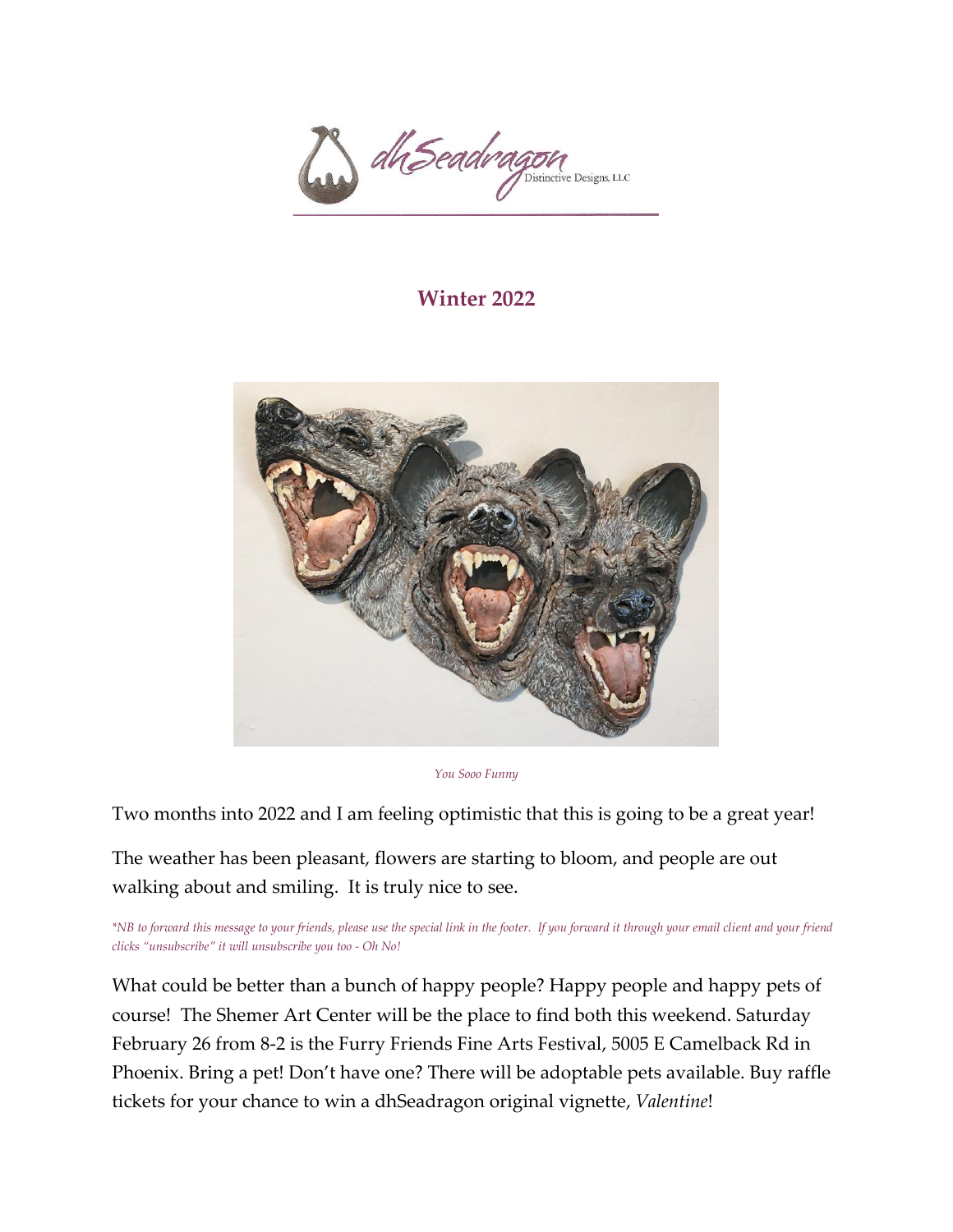dhSeadragon Distinctive Designs, LLC

## Winter 2022

*You Sooo Funny*

Two months into 2022 and I am feeling optimistic that this is going to be a great year!

The weather has been pleasant, flowers are starting to bloom, and people are out walking about and smiling. It is truly nice to see.

*\*NB to forward this message to your friends, please use the special link in the footer. If you forward it through your email client and your friend clicks "unsubscribe" it will unsubscribe you too - Oh No!*

What could be better than a bunch of happy people? Happy people and happy pets of course! The Shemer Art Center will be the place to find both this weekend. Saturday February 26 from 8-2 is the Furry Friends Fine Arts Festival, 5005 E Camelback Rd in Phoenix. Bring a pet! Don't have one? There will be adoptable pets available. Buy raffle tickets for your chance to win a dhSeadragon original vignette, *Valentine*!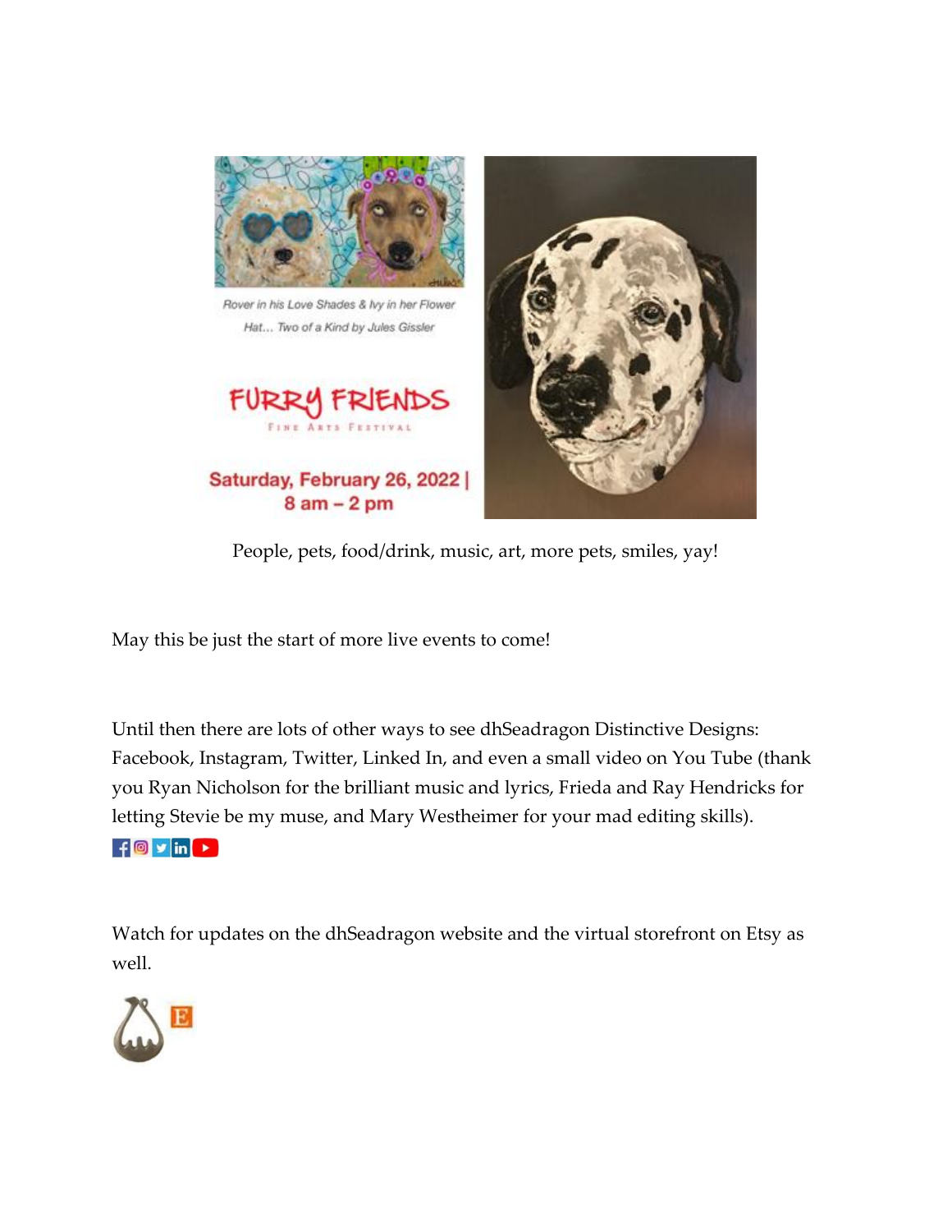Rover in his Love Shades & Ivy in her Flower Hat... Two of a Kind by Jules Gissler

FURRY FRIENDS

FINE ARTS FESTIVAL

Saturday, February 26, 2022 | 8 am – 2 pm

People, pets, food/drink, music, art, more pets, smiles, yay!

May this be just the start of more live events to come!

Until then there are lots of other ways to see dhSeadragon Distinctive Designs: Facebook, Instagram, Twitter, Linked In, and even a small video on You Tube (thank you Ryan Nicholson for the brilliant music and lyrics, Frieda and Ray Hendricks for letting Stevie be my muse, and Mary Westheimer for your mad editing skills).

Watch for updates on the dhSeadragon website and the virtual storefront on Etsy as well.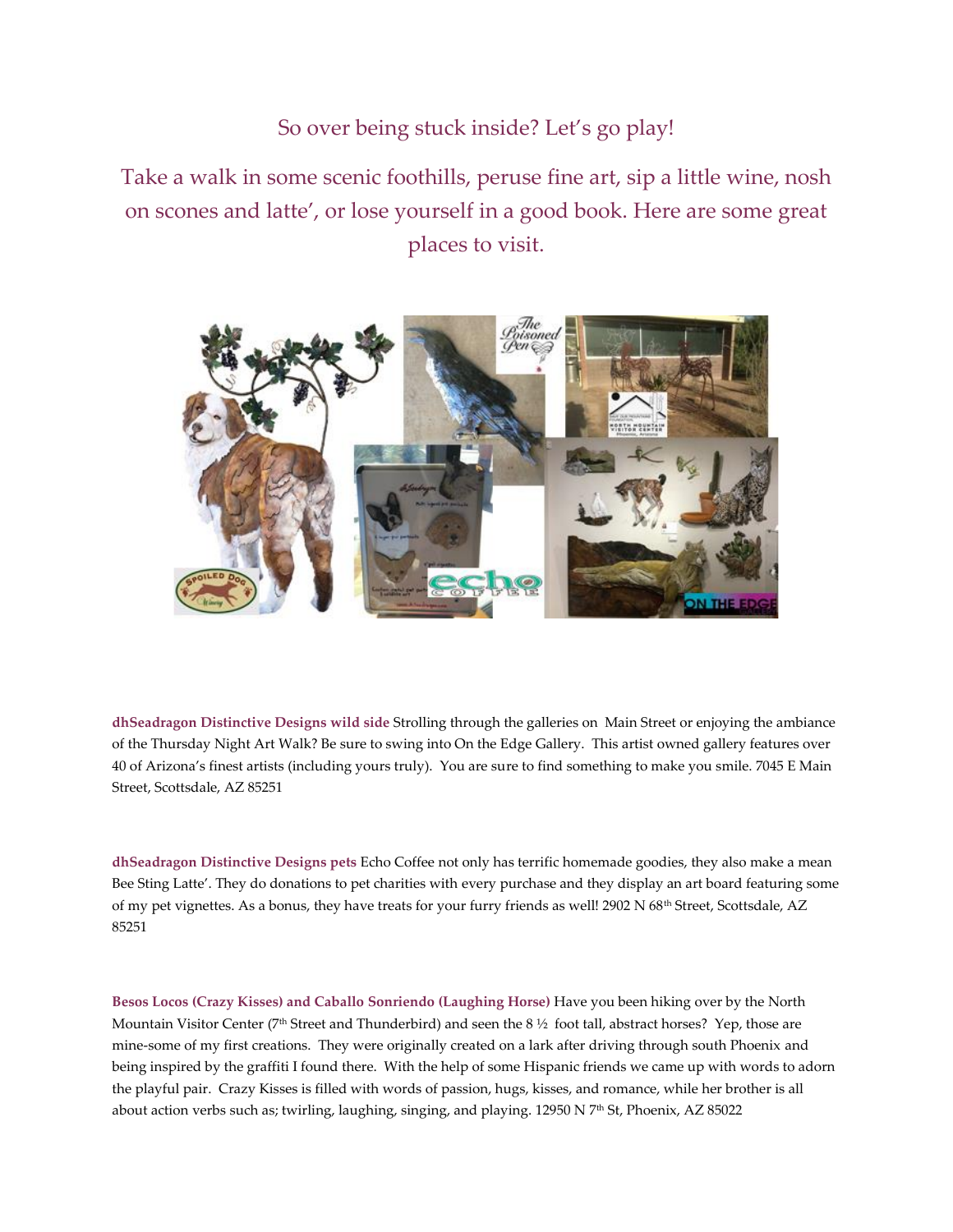So over being stuck inside? Let's go play!

Take a walk in some scenic foothills, peruse fine art, sip a little wine, nosh on scones and latte', or lose yourself in a good book. Here are some great places to visit.

**dhSeadragon Distinctive Designs wild side** Strolling through the galleries on Main Street or enjoying the ambiance of the Thursday Night Art Walk? Be sure to swing into On the Edge Gallery. This artist owned gallery features over 40 of Arizona's finest artists (including yours truly). You are sure to find something to make you smile. 7045 E Main Street, Scottsdale, AZ 85251

**dhSeadragon Distinctive Designs pets** Echo Coffee not only has terrific homemade goodies, they also make a mean Bee Sting Latte'. They do donations to pet charities with every purchase and they display an art board featuring some of my pet vignettes. As a bonus, they have treats for your furry friends as well! 2902 N 68th Street, Scottsdale, AZ 85251

**Besos Locos (Crazy Kisses) and Caballo Sonriendo (Laughing Horse)** Have you been hiking over by the North Mountain Visitor Center (7th Street and Thunderbird) and seen the 8 ½ foot tall, abstract horses? Yep, those are mine-some of my first creations. They were originally created on a lark after driving through south Phoenix and being inspired by the graffiti I found there. With the help of some Hispanic friends we came up with words to adorn the playful pair. Crazy Kisses is filled with words of passion, hugs, kisses, and romance, while her brother is all about action verbs such as; twirling, laughing, singing, and playing. 12950 N 7th St, Phoenix, AZ 85022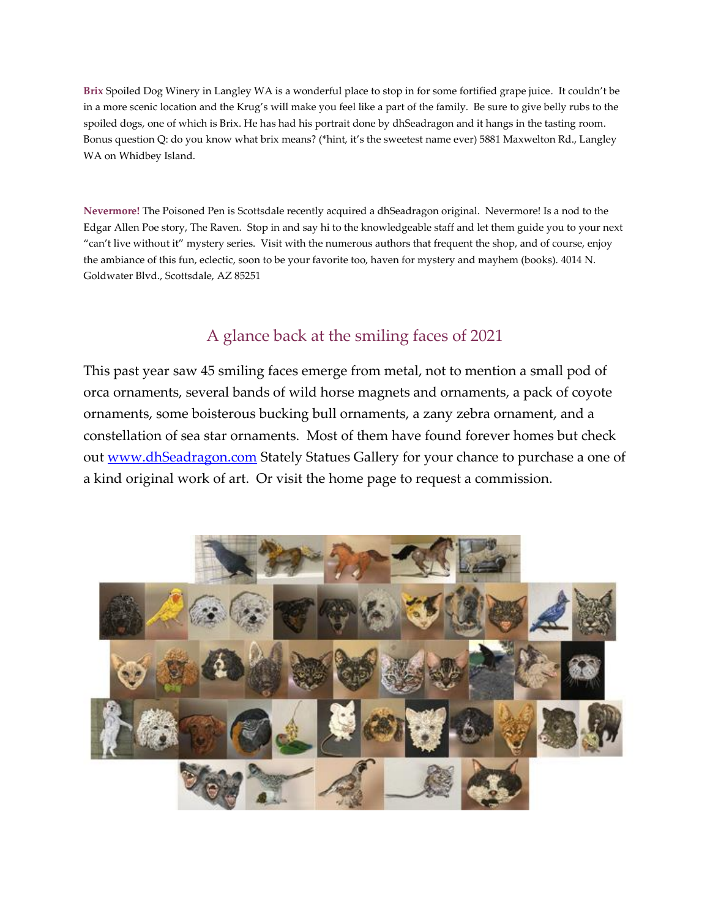**Brix** Spoiled Dog Winery in Langley WA is a wonderful place to stop in for some fortified grape juice. It couldn't be in a more scenic location and the Krug's will make you feel like a part of the family. Be sure to give belly rubs to the spoiled dogs, one of which is Brix. He has had his portrait done by dhSeadragon and it hangs in the tasting room. Bonus question Q: do you know what brix means? (*hint, it's the sweetest name ever) 5881 Maxwelton Rd., Langley WA on Whidbey Island.

**Nevermore!** The Poisoned Pen is Scottsdale recently acquired a dhSeadragon original. Nevermore! Is a nod to the Edgar Allen Poe story, The Raven. Stop in and say hi to the knowledgeable staff and let them guide you to your next "can't live without it" mystery series. Visit with the numerous authors that frequent the shop, and of course, enjoy the ambiance of this fun, eclectic, soon to be your favorite too, haven for mystery and mayhem (books). 4014 N. Goldwater Blvd., Scottsdale, AZ 85251

## A glance back at the smiling faces of 2021

This past year saw 45 smiling faces emerge from metal, not to mention a small pod of orca ornaments, several bands of wild horse magnets and ornaments, a pack of coyote ornaments, some boisterous bucking bull ornaments, a zany zebra ornament, and a constellation of sea star ornaments. Most of them have found forever homes but check out [www.dhSeadragon.com](http://www.dhSeadragon.com) Stately Statues Gallery for your chance to purchase a one of a kind original work of art. Or visit the home page to request a commission.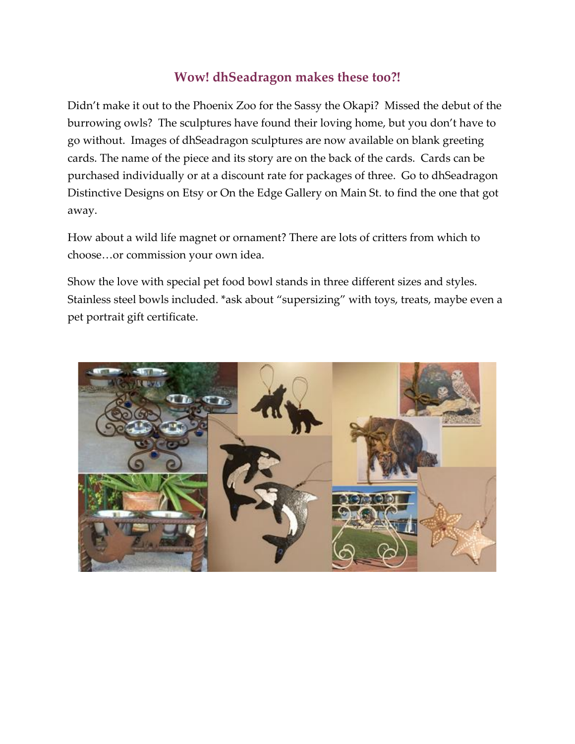## Wow! dhSeadragon makes these too?!

Didn't make it out to the Phoenix Zoo for the Sassy the Okapi? Missed the debut of the burrowing owls? The sculptures have found their loving home, but you don't have to go without. Images of dhSeadragon sculptures are now available on blank greeting cards. The name of the piece and its story are on the back of the cards. Cards can be purchased individually or at a discount rate for packages of three. Go to dhSeadragon Distinctive Designs on Etsy or On the Edge Gallery on Main St. to find the one that got away.

How about a wild life magnet or ornament? There are lots of critters from which to choose…or commission your own idea.

Show the love with special pet food bowl stands in three different sizes and styles. Stainless steel bowls included. *ask about "supersizing" with toys, treats, maybe even a pet portrait gift certificate.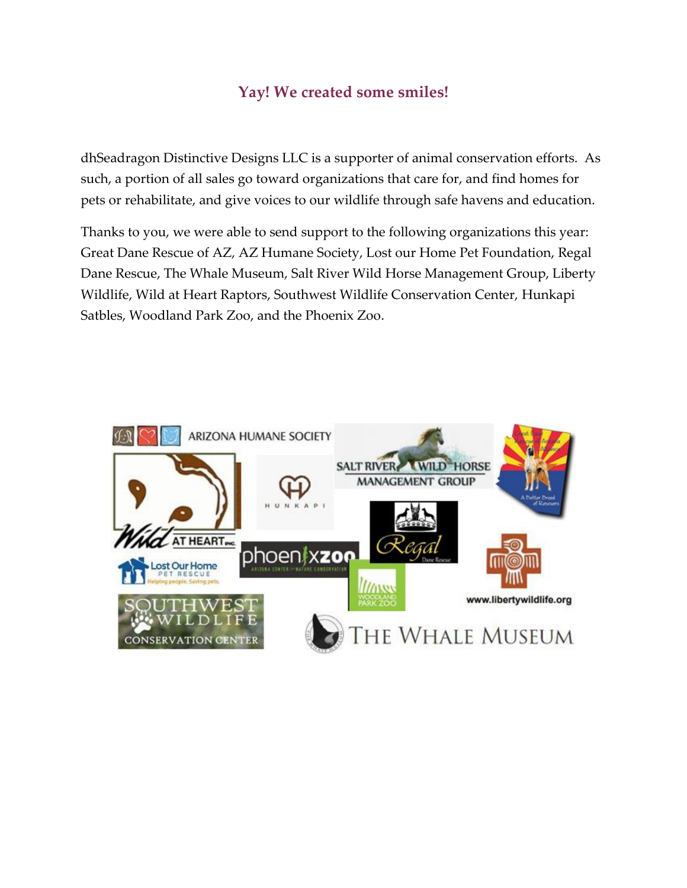## Yay! We created some smiles!

dhSeadragon Distinctive Designs LLC is a supporter of animal conservation efforts. As such, a portion of all sales go toward organizations that care for, and find homes for pets or rehabilitate, and give voices to our wildlife through safe havens and education.

Thanks to you, we were able to send support to the following organizations this year: Great Dane Rescue of AZ, AZ Humane Society, Lost our Home Pet Foundation, Regal Dane Rescue, The Whale Museum, Salt River Wild Horse Management Group, Liberty Wildlife, Wild at Heart Raptors, Southwest Wildlife Conservation Center, Hunkapi Satbles, Woodland Park Zoo, and the Phoenix Zoo.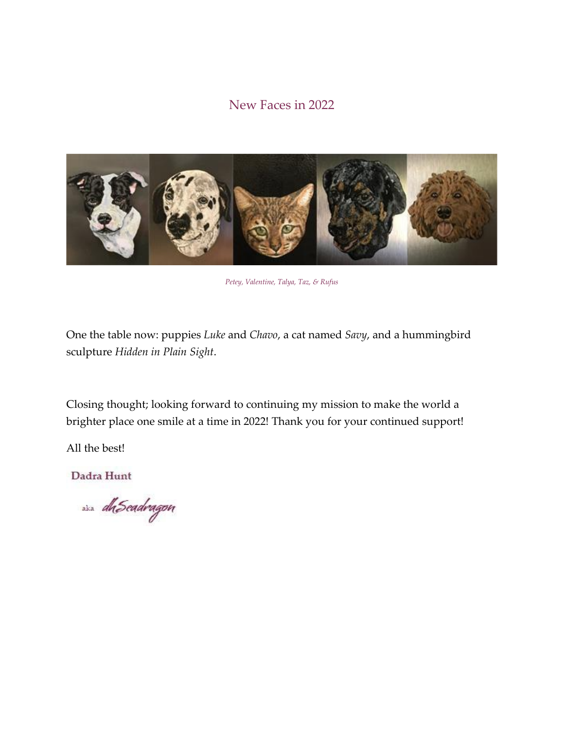## New Faces in 2022

*Petey, Valentine, Talya, Taz, & Rufus*

One the table now: puppies *Luke* and *Chavo*, a cat named *Savy*, and a hummingbird sculpture *Hidden in Plain Sight*.

Closing thought; looking forward to continuing my mission to make the world a brighter place one smile at a time in 2022! Thank you for your continued support!

All the best!

Dadra Hunt

aka dhSeadragon